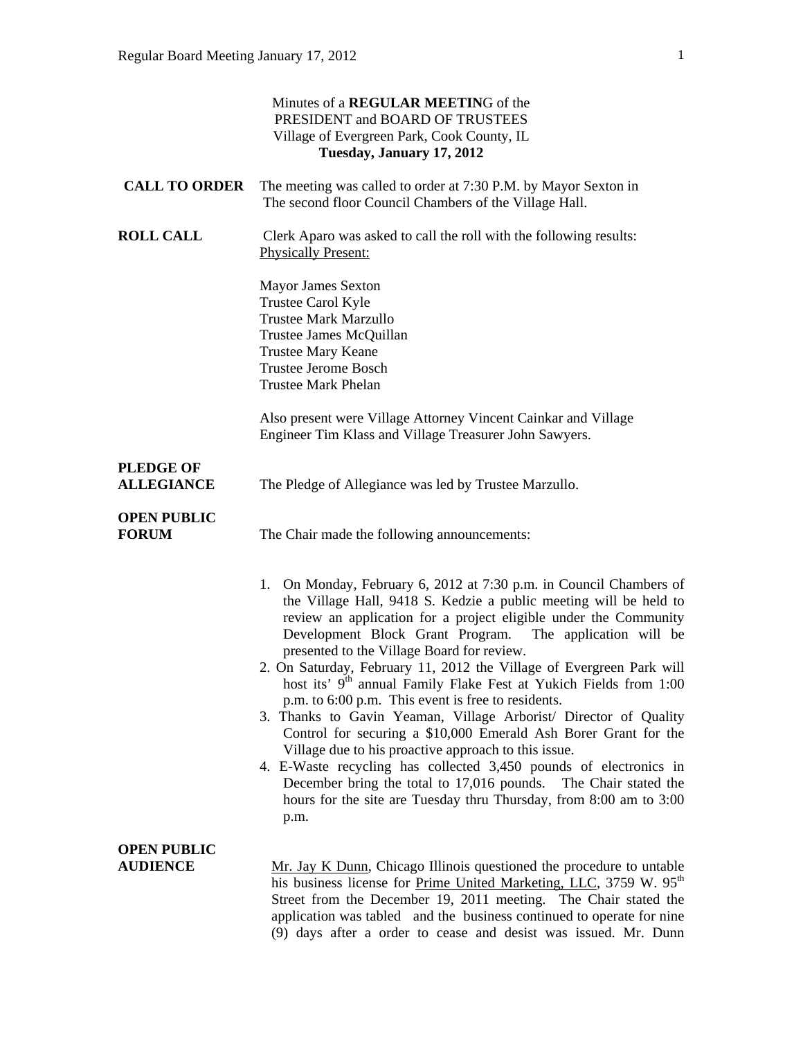Minutes of a **REGULAR MEETIN**G of the
PRESIDENT and BOARD OF TRUSTEES
Village of Evergreen Park, Cook County, IL
**Tuesday, January 17, 2012**

**CALL TO ORDER**

The meeting was called to order at 7:30 P.M. by Mayor Sexton in The second floor Council Chambers of the Village Hall.

**ROLL CALL**

Clerk Aparo was asked to call the roll with the following results:
Physically Present:

Mayor James Sexton
Trustee Carol Kyle
Trustee Mark Marzullo
Trustee James McQuillan
Trustee Mary Keane
Trustee Jerome Bosch
Trustee Mark Phelan

Also present were Village Attorney Vincent Cainkar and Village Engineer Tim Klass and Village Treasurer John Sawyers.

**PLEDGE OF ALLEGIANCE**

The Pledge of Allegiance was led by Trustee Marzullo.

**OPEN PUBLIC FORUM**

The Chair made the following announcements:

1. On Monday, February 6, 2012 at 7:30 p.m. in Council Chambers of the Village Hall, 9418 S. Kedzie a public meeting will be held to review an application for a project eligible under the Community Development Block Grant Program. The application will be presented to the Village Board for review.
2. On Saturday, February 11, 2012 the Village of Evergreen Park will host its' 9th annual Family Flake Fest at Yukich Fields from 1:00 p.m. to 6:00 p.m. This event is free to residents.
3. Thanks to Gavin Yeaman, Village Arborist/ Director of Quality Control for securing a $10,000 Emerald Ash Borer Grant for the Village due to his proactive approach to this issue.
4. E-Waste recycling has collected 3,450 pounds of electronics in December bring the total to 17,016 pounds. The Chair stated the hours for the site are Tuesday thru Thursday, from 8:00 am to 3:00 p.m.

**OPEN PUBLIC AUDIENCE**

Mr. Jay K Dunn, Chicago Illinois questioned the procedure to untable his business license for Prime United Marketing, LLC, 3759 W. 95th Street from the December 19, 2011 meeting. The Chair stated the application was tabled and the business continued to operate for nine (9) days after a order to cease and desist was issued. Mr. Dunn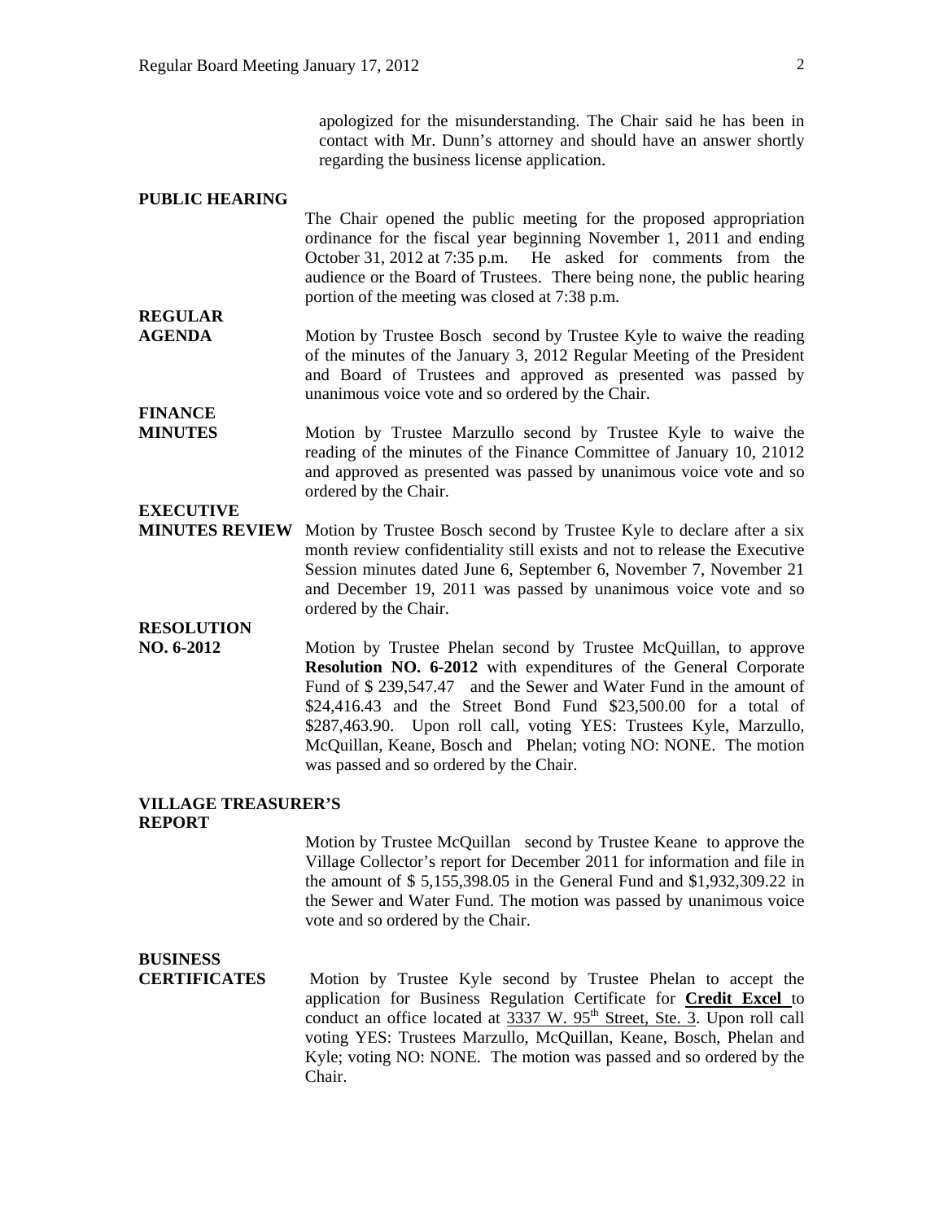apologized for the misunderstanding. The Chair said he has been in contact with Mr. Dunn's attorney and should have an answer shortly regarding the business license application.

**PUBLIC HEARING**

The Chair opened the public meeting for the proposed appropriation ordinance for the fiscal year beginning November 1, 2011 and ending October 31, 2012 at 7:35 p.m. He asked for comments from the audience or the Board of Trustees. There being none, the public hearing portion of the meeting was closed at 7:38 p.m.

**REGULAR AGENDA**

Motion by Trustee Bosch second by Trustee Kyle to waive the reading of the minutes of the January 3, 2012 Regular Meeting of the President and Board of Trustees and approved as presented was passed by unanimous voice vote and so ordered by the Chair.

**FINANCE MINUTES**

Motion by Trustee Marzullo second by Trustee Kyle to waive the reading of the minutes of the Finance Committee of January 10, 21012 and approved as presented was passed by unanimous voice vote and so ordered by the Chair.

**EXECUTIVE MINUTES REVIEW**

Motion by Trustee Bosch second by Trustee Kyle to declare after a six month review confidentiality still exists and not to release the Executive Session minutes dated June 6, September 6, November 7, November 21 and December 19, 2011 was passed by unanimous voice vote and so ordered by the Chair.

**RESOLUTION NO. 6-2012**

Motion by Trustee Phelan second by Trustee McQuillan, to approve **Resolution NO. 6-2012** with expenditures of the General Corporate Fund of $ 239,547.47 and the Sewer and Water Fund in the amount of $24,416.43 and the Street Bond Fund $23,500.00 for a total of $287,463.90. Upon roll call, voting YES: Trustees Kyle, Marzullo, McQuillan, Keane, Bosch and Phelan; voting NO: NONE. The motion was passed and so ordered by the Chair.

**VILLAGE TREASURER'S REPORT**

Motion by Trustee McQuillan second by Trustee Keane to approve the Village Collector's report for December 2011 for information and file in the amount of $ 5,155,398.05 in the General Fund and $1,932,309.22 in the Sewer and Water Fund. The motion was passed by unanimous voice vote and so ordered by the Chair.

**BUSINESS CERTIFICATES**

Motion by Trustee Kyle second by Trustee Phelan to accept the application for Business Regulation Certificate for **Credit Excel** to conduct an office located at 3337 W. 95th Street, Ste. 3. Upon roll call voting YES: Trustees Marzullo, McQuillan, Keane, Bosch, Phelan and Kyle; voting NO: NONE. The motion was passed and so ordered by the Chair.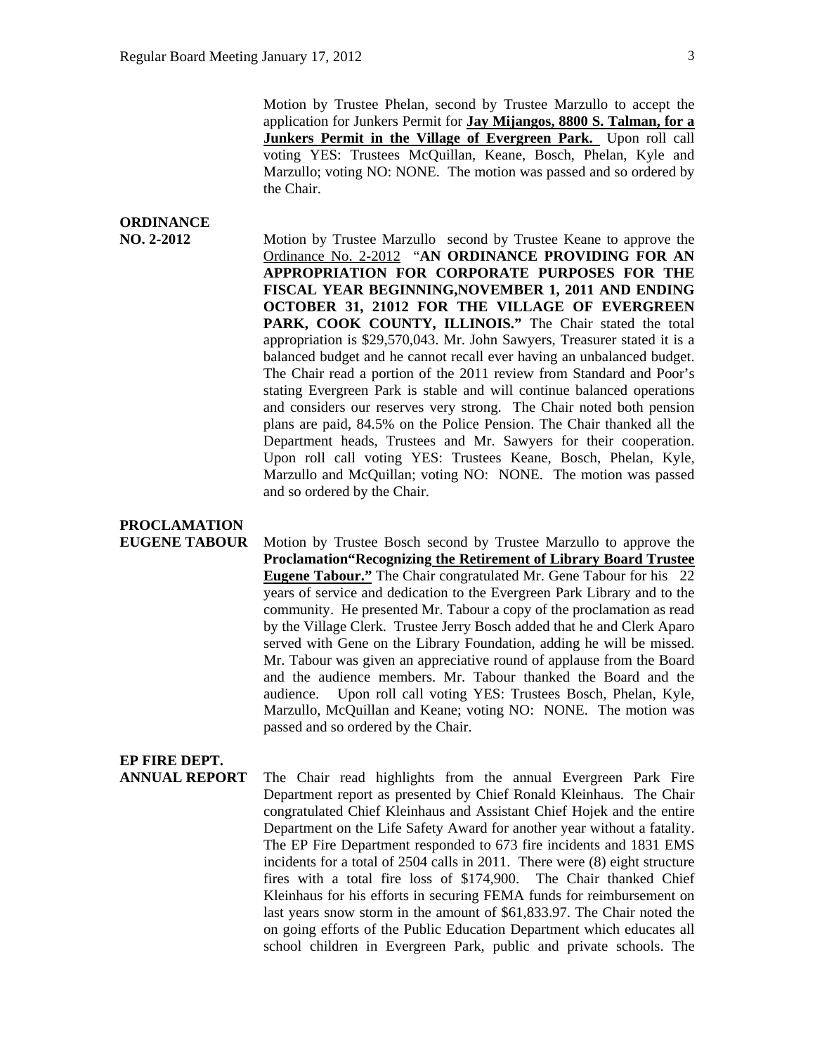Motion by Trustee Phelan, second by Trustee Marzullo to accept the application for Junkers Permit for **Jay Mijangos, 8800 S. Talman, for a Junkers Permit in the Village of Evergreen Park.** Upon roll call voting YES: Trustees McQuillan, Keane, Bosch, Phelan, Kyle and Marzullo; voting NO: NONE. The motion was passed and so ordered by the Chair.

**ORDINANCE NO. 2-2012**

Motion by Trustee Marzullo second by Trustee Keane to approve the Ordinance No. 2-2012 "**AN ORDINANCE PROVIDING FOR AN APPROPRIATION FOR CORPORATE PURPOSES FOR THE FISCAL YEAR BEGINNING,NOVEMBER 1, 2011 AND ENDING OCTOBER 31, 21012 FOR THE VILLAGE OF EVERGREEN PARK, COOK COUNTY, ILLINOIS."** The Chair stated the total appropriation is $29,570,043. Mr. John Sawyers, Treasurer stated it is a balanced budget and he cannot recall ever having an unbalanced budget. The Chair read a portion of the 2011 review from Standard and Poor's stating Evergreen Park is stable and will continue balanced operations and considers our reserves very strong. The Chair noted both pension plans are paid, 84.5% on the Police Pension. The Chair thanked all the Department heads, Trustees and Mr. Sawyers for their cooperation. Upon roll call voting YES: Trustees Keane, Bosch, Phelan, Kyle, Marzullo and McQuillan; voting NO: NONE. The motion was passed and so ordered by the Chair.

**PROCLAMATION EUGENE TABOUR**

Motion by Trustee Bosch second by Trustee Marzullo to approve the **Proclamation"Recognizing the Retirement of Library Board Trustee Eugene Tabour."** The Chair congratulated Mr. Gene Tabour for his 22 years of service and dedication to the Evergreen Park Library and to the community. He presented Mr. Tabour a copy of the proclamation as read by the Village Clerk. Trustee Jerry Bosch added that he and Clerk Aparo served with Gene on the Library Foundation, adding he will be missed. Mr. Tabour was given an appreciative round of applause from the Board and the audience members. Mr. Tabour thanked the Board and the audience. Upon roll call voting YES: Trustees Bosch, Phelan, Kyle, Marzullo, McQuillan and Keane; voting NO: NONE. The motion was passed and so ordered by the Chair.

**EP FIRE DEPT. ANNUAL REPORT**

The Chair read highlights from the annual Evergreen Park Fire Department report as presented by Chief Ronald Kleinhaus. The Chair congratulated Chief Kleinhaus and Assistant Chief Hojek and the entire Department on the Life Safety Award for another year without a fatality. The EP Fire Department responded to 673 fire incidents and 1831 EMS incidents for a total of 2504 calls in 2011. There were (8) eight structure fires with a total fire loss of $174,900. The Chair thanked Chief Kleinhaus for his efforts in securing FEMA funds for reimbursement on last years snow storm in the amount of $61,833.97. The Chair noted the on going efforts of the Public Education Department which educates all school children in Evergreen Park, public and private schools. The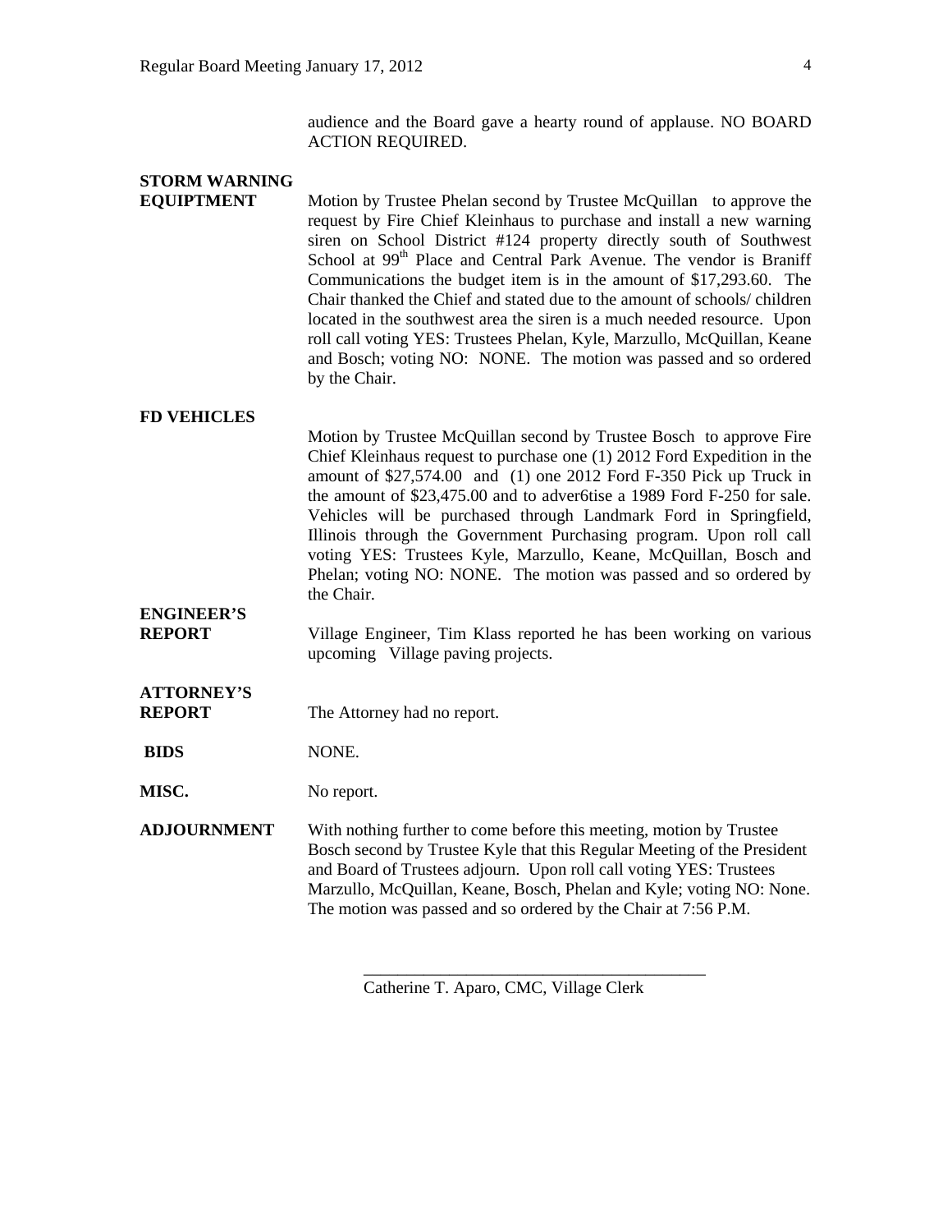audience and the Board gave a hearty round of applause. NO BOARD ACTION REQUIRED.

**STORM WARNING EQUIPTMENT**

Motion by Trustee Phelan second by Trustee McQuillan to approve the request by Fire Chief Kleinhaus to purchase and install a new warning siren on School District #124 property directly south of Southwest School at 99th Place and Central Park Avenue. The vendor is Braniff Communications the budget item is in the amount of $17,293.60. The Chair thanked the Chief and stated due to the amount of schools/ children located in the southwest area the siren is a much needed resource. Upon roll call voting YES: Trustees Phelan, Kyle, Marzullo, McQuillan, Keane and Bosch; voting NO: NONE. The motion was passed and so ordered by the Chair.

**FD VEHICLES**

Motion by Trustee McQuillan second by Trustee Bosch to approve Fire Chief Kleinhaus request to purchase one (1) 2012 Ford Expedition in the amount of $27,574.00 and (1) one 2012 Ford F-350 Pick up Truck in the amount of $23,475.00 and to adver6tise a 1989 Ford F-250 for sale. Vehicles will be purchased through Landmark Ford in Springfield, Illinois through the Government Purchasing program. Upon roll call voting YES: Trustees Kyle, Marzullo, Keane, McQuillan, Bosch and Phelan; voting NO: NONE. The motion was passed and so ordered by the Chair.

**ENGINEER'S REPORT**

Village Engineer, Tim Klass reported he has been working on various upcoming Village paving projects.

**ATTORNEY'S REPORT**

The Attorney had no report.

**BIDS**

NONE.

**MISC.**

No report.

**ADJOURNMENT**

With nothing further to come before this meeting, motion by Trustee Bosch second by Trustee Kyle that this Regular Meeting of the President and Board of Trustees adjourn. Upon roll call voting YES: Trustees Marzullo, McQuillan, Keane, Bosch, Phelan and Kyle; voting NO: None. The motion was passed and so ordered by the Chair at 7:56 P.M.

\_\_\_\_\_\_\_\_\_\_\_\_\_\_\_\_\_\_\_\_\_\_\_\_\_\_\_\_\_\_\_\_\_\_\_\_\_\_\_\_

Catherine T. Aparo, CMC, Village Clerk